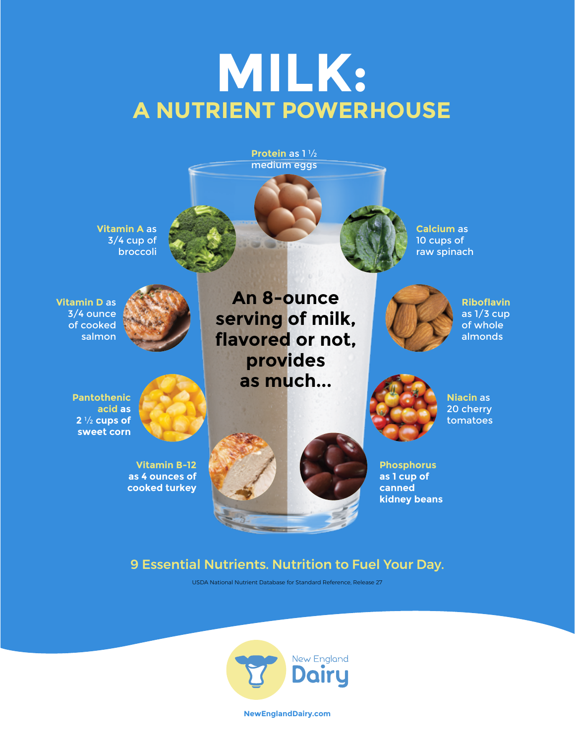# MILK:

## A NUTRIENT POWERHOUSE

**An 8-ounce serving of milk, flavored or not, provides as much...**

- **Protein** as 1 ½ medium eggs
- **Vitamin A** as 3/4 cup of broccoli
- **Calcium** as 10 cups of raw spinach
- **Vitamin D** as 3/4 ounce of cooked salmon
- **Riboflavin** as 1/3 cup of whole almonds
- **Pantothenic acid** as 2 ½ cups of sweet corn
- **Niacin** as 20 cherry tomatoes
- **Vitamin B-12** as 4 ounces of cooked turkey
- **Phosphorus** as 1 cup of canned kidney beans

9 Essential Nutrients. Nutrition to Fuel Your Day.

USDA National Nutrient Database for Standard Reference, Release 27

New England Dairy

NewEnglandDairy.com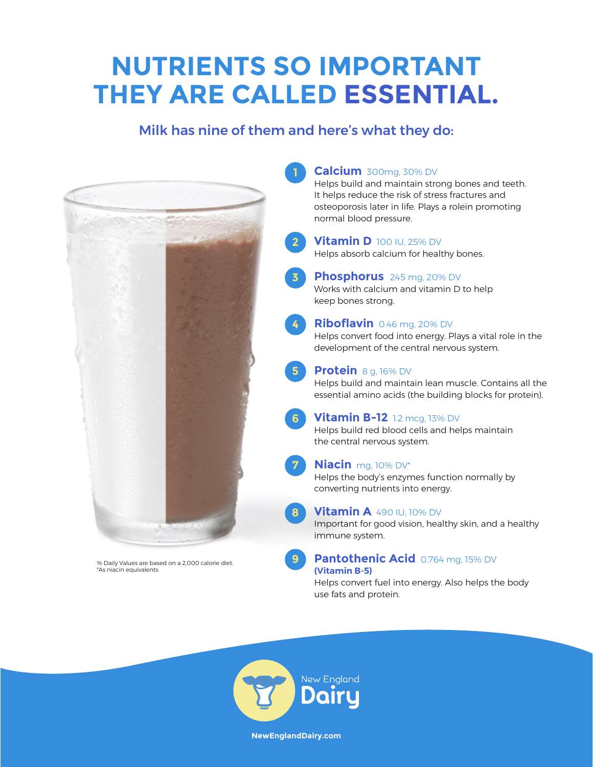# NUTRIENTS SO IMPORTANT THEY ARE CALLED ESSENTIAL.

## Milk has nine of them and here's what they do:

1. **Calcium** 300mg, 30% DV
   Helps build and maintain strong bones and teeth. It helps reduce the risk of stress fractures and osteoporosis later in life. Plays a rolein promoting normal blood pressure.

2. **Vitamin D** 100 IU, 25% DV
   Helps absorb calcium for healthy bones.

3. **Phosphorus** 245 mg, 20% DV
   Works with calcium and vitamin D to help keep bones strong.

4. **Riboflavin** 0.46 mg, 20% DV
   Helps convert food into energy. Plays a vital role in the development of the central nervous system.

5. **Protein** 8 g, 16% DV
   Helps build and maintain lean muscle. Contains all the essential amino acids (the building blocks for protein).

6. **Vitamin B-12** 1.2 mcg, 13% DV
   Helps build red blood cells and helps maintain the central nervous system.

7. **Niacin** mg, 10% DV*
   Helps the body's enzymes function normally by converting nutrients into energy.

8. **Vitamin A** 490 IU, 10% DV
   Important for good vision, healthy skin, and a healthy immune system.

9. **Pantothenic Acid** 0.764 mg, 15% DV
   **(Vitamin B-5)**
   Helps convert fuel into energy. Also helps the body use fats and protein.

% Daily Values are based on a 2,000 calorie diet.
*As niacin equivalents

New England Dairy

NewEnglandDairy.com